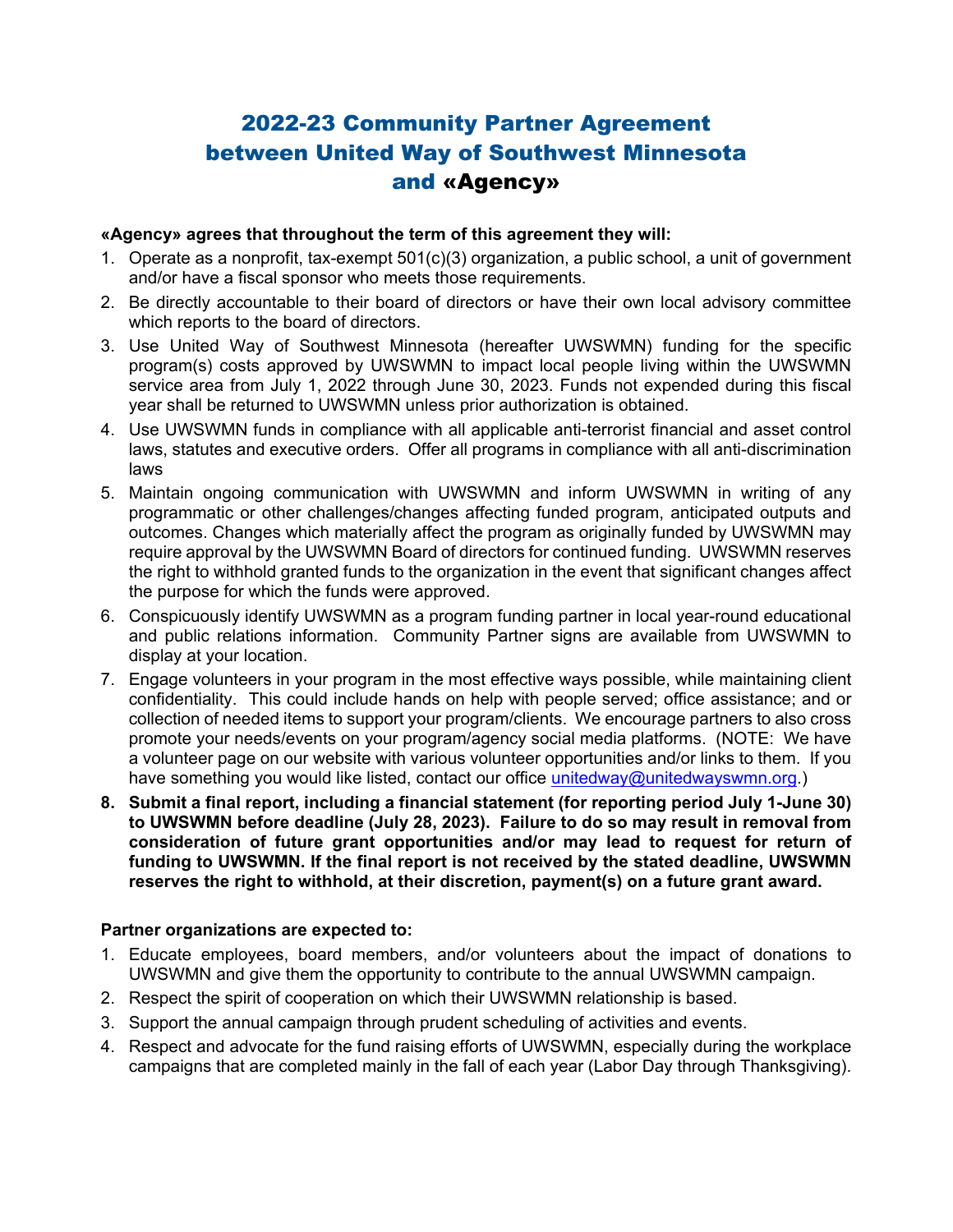# 2022-23 Community Partner Agreement between United Way of Southwest Minnesota and «Agency»

**«Agency» agrees that throughout the term of this agreement they will:**

1. Operate as a nonprofit, tax-exempt 501(c)(3) organization, a public school, a unit of government and/or have a fiscal sponsor who meets those requirements.
2. Be directly accountable to their board of directors or have their own local advisory committee which reports to the board of directors.
3. Use United Way of Southwest Minnesota (hereafter UWSWMN) funding for the specific program(s) costs approved by UWSWMN to impact local people living within the UWSWMN service area from July 1, 2022 through June 30, 2023. Funds not expended during this fiscal year shall be returned to UWSWMN unless prior authorization is obtained.
4. Use UWSWMN funds in compliance with all applicable anti-terrorist financial and asset control laws, statutes and executive orders. Offer all programs in compliance with all anti-discrimination laws
5. Maintain ongoing communication with UWSWMN and inform UWSWMN in writing of any programmatic or other challenges/changes affecting funded program, anticipated outputs and outcomes. Changes which materially affect the program as originally funded by UWSWMN may require approval by the UWSWMN Board of directors for continued funding. UWSWMN reserves the right to withhold granted funds to the organization in the event that significant changes affect the purpose for which the funds were approved.
6. Conspicuously identify UWSWMN as a program funding partner in local year-round educational and public relations information. Community Partner signs are available from UWSWMN to display at your location.
7. Engage volunteers in your program in the most effective ways possible, while maintaining client confidentiality. This could include hands on help with people served; office assistance; and or collection of needed items to support your program/clients. We encourage partners to also cross promote your needs/events on your program/agency social media platforms. (NOTE: We have a volunteer page on our website with various volunteer opportunities and/or links to them. If you have something you would like listed, contact our office unitedway@unitedwayswmn.org.)
8. **Submit a final report, including a financial statement (for reporting period July 1-June 30) to UWSWMN before deadline (July 28, 2023). Failure to do so may result in removal from consideration of future grant opportunities and/or may lead to request for return of funding to UWSWMN. If the final report is not received by the stated deadline, UWSWMN reserves the right to withhold, at their discretion, payment(s) on a future grant award.**

**Partner organizations are expected to:**

1. Educate employees, board members, and/or volunteers about the impact of donations to UWSWMN and give them the opportunity to contribute to the annual UWSWMN campaign.
2. Respect the spirit of cooperation on which their UWSWMN relationship is based.
3. Support the annual campaign through prudent scheduling of activities and events.
4. Respect and advocate for the fund raising efforts of UWSWMN, especially during the workplace campaigns that are completed mainly in the fall of each year (Labor Day through Thanksgiving).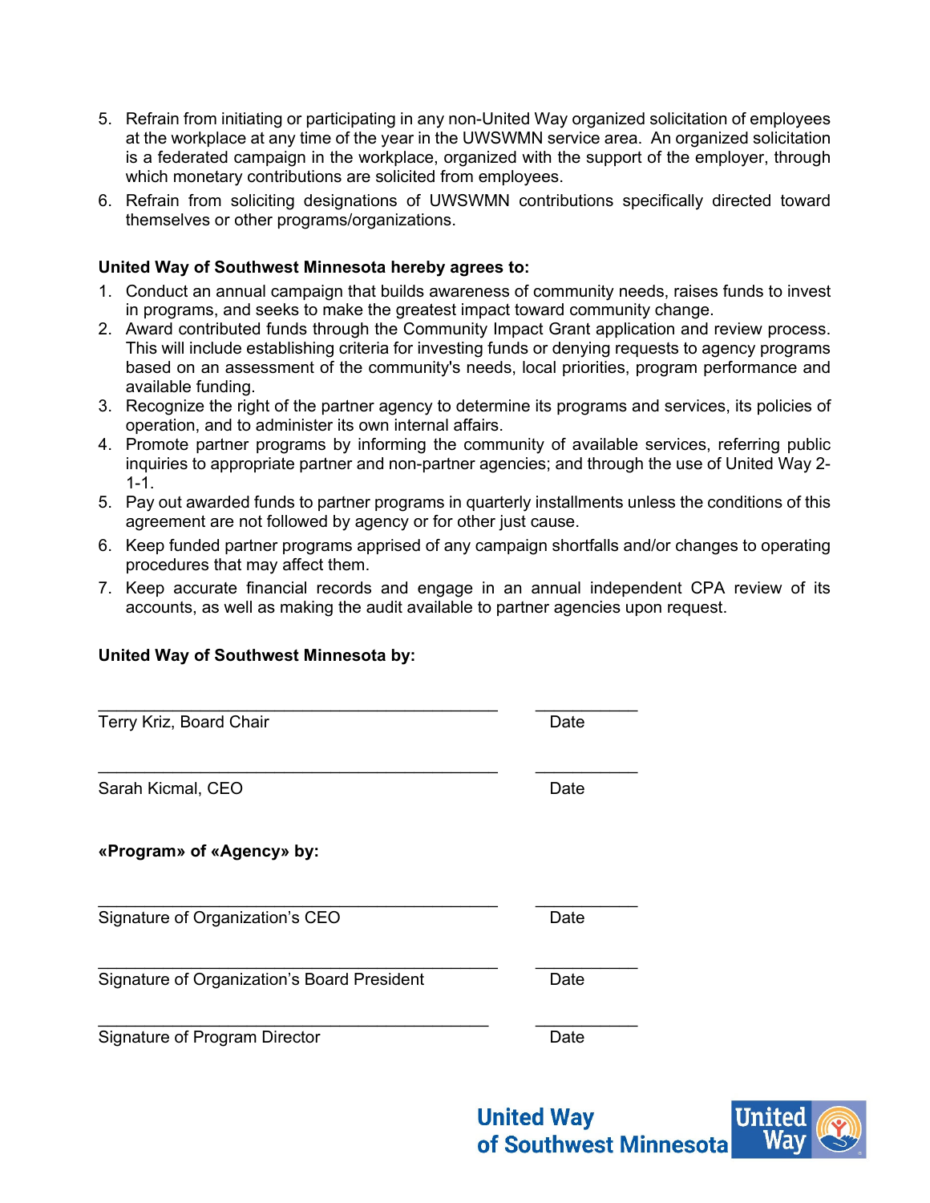5. Refrain from initiating or participating in any non-United Way organized solicitation of employees at the workplace at any time of the year in the UWSWMN service area. An organized solicitation is a federated campaign in the workplace, organized with the support of the employer, through which monetary contributions are solicited from employees.
6. Refrain from soliciting designations of UWSWMN contributions specifically directed toward themselves or other programs/organizations.

**United Way of Southwest Minnesota hereby agrees to:**

1. Conduct an annual campaign that builds awareness of community needs, raises funds to invest in programs, and seeks to make the greatest impact toward community change.
2. Award contributed funds through the Community Impact Grant application and review process. This will include establishing criteria for investing funds or denying requests to agency programs based on an assessment of the community's needs, local priorities, program performance and available funding.
3. Recognize the right of the partner agency to determine its programs and services, its policies of operation, and to administer its own internal affairs.
4. Promote partner programs by informing the community of available services, referring public inquiries to appropriate partner and non-partner agencies; and through the use of United Way 2-1-1.
5. Pay out awarded funds to partner programs in quarterly installments unless the conditions of this agreement are not followed by agency or for other just cause.
6. Keep funded partner programs apprised of any campaign shortfalls and/or changes to operating procedures that may affect them.
7. Keep accurate financial records and engage in an annual independent CPA review of its accounts, as well as making the audit available to partner agencies upon request.

**United Way of Southwest Minnesota by:**

_____________________________________________ ___________

Terry Kriz, Board Chair Date

_____________________________________________ ___________

Sarah Kicmal, CEO Date

**«Program» of «Agency» by:**

_____________________________________________ ___________

Signature of Organization's CEO Date

_____________________________________________ ___________

Signature of Organization's Board President Date

_____________________________________________ ___________

Signature of Program Director Date

United Way of Southwest Minnesota